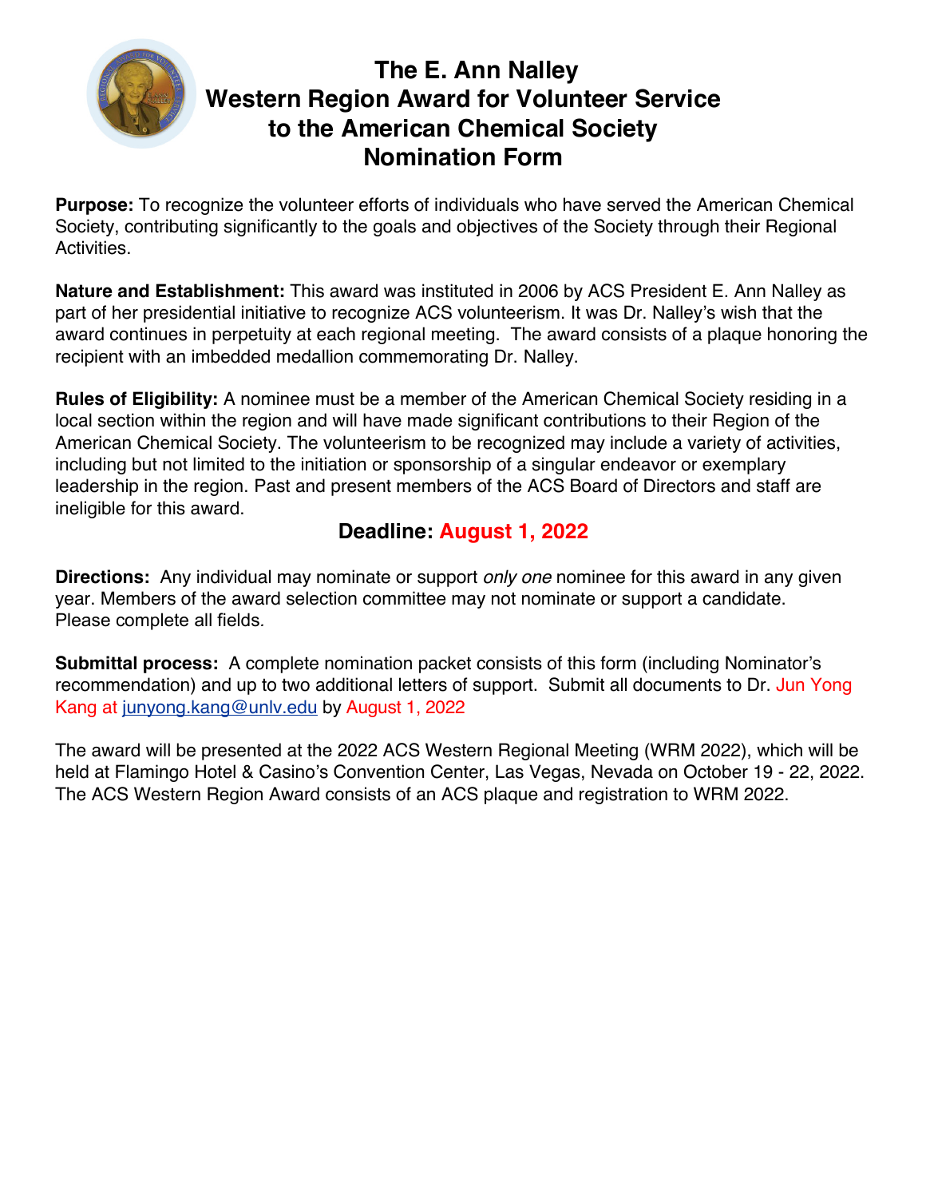# The E. Ann Nalley Western Region Award for Volunteer Service to the American Chemical Society Nomination Form

**Purpose:** To recognize the volunteer efforts of individuals who have served the American Chemical Society, contributing significantly to the goals and objectives of the Society through their Regional Activities.

**Nature and Establishment:** This award was instituted in 2006 by ACS President E. Ann Nalley as part of her presidential initiative to recognize ACS volunteerism. It was Dr. Nalley's wish that the award continues in perpetuity at each regional meeting. The award consists of a plaque honoring the recipient with an imbedded medallion commemorating Dr. Nalley.

**Rules of Eligibility:** A nominee must be a member of the American Chemical Society residing in a local section within the region and will have made significant contributions to their Region of the American Chemical Society. The volunteerism to be recognized may include a variety of activities, including but not limited to the initiation or sponsorship of a singular endeavor or exemplary leadership in the region. Past and present members of the ACS Board of Directors and staff are ineligible for this award.

**Deadline: August 1, 2022**

**Directions:** Any individual may nominate or support *only one* nominee for this award in any given year. Members of the award selection committee may not nominate or support a candidate. Please complete all fields.

**Submittal process:** A complete nomination packet consists of this form (including Nominator's recommendation) and up to two additional letters of support. Submit all documents to Dr. Jun Yong Kang at junyong.kang@unlv.edu by August 1, 2022

The award will be presented at the 2022 ACS Western Regional Meeting (WRM 2022), which will be held at Flamingo Hotel & Casino's Convention Center, Las Vegas, Nevada on October 19 - 22, 2022. The ACS Western Region Award consists of an ACS plaque and registration to WRM 2022.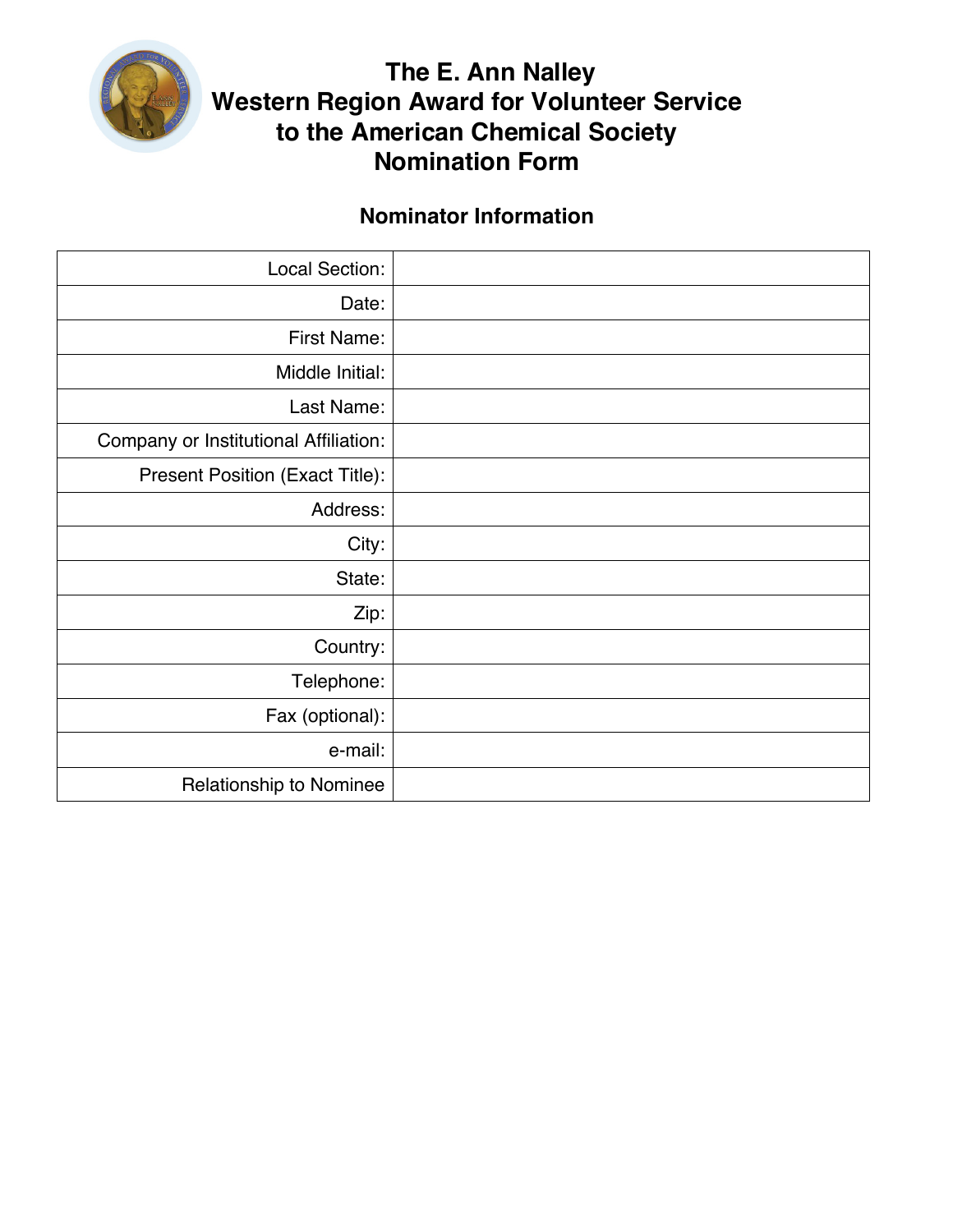# The E. Ann Nalley Western Region Award for Volunteer Service to the American Chemical Society Nomination Form

## Nominator Information

| | |
|---|---|
| Local Section: | |
| Date: | |
| First Name: | |
| Middle Initial: | |
| Last Name: | |
| Company or Institutional Affiliation: | |
| Present Position (Exact Title): | |
| Address: | |
| City: | |
| State: | |
| Zip: | |
| Country: | |
| Telephone: | |
| Fax (optional): | |
| e-mail: | |
| Relationship to Nominee | |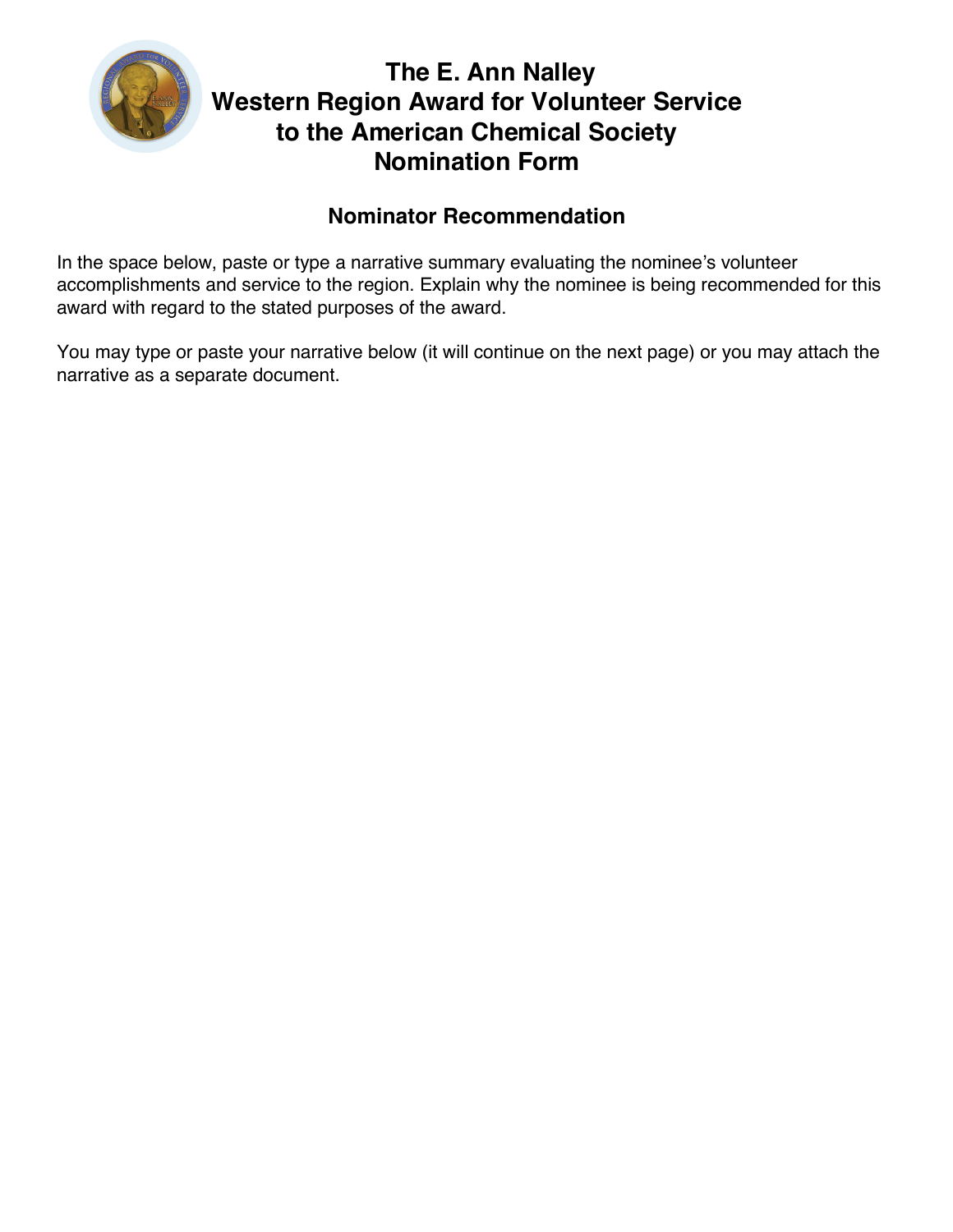# The E. Ann Nalley Western Region Award for Volunteer Service to the American Chemical Society Nomination Form

## Nominator Recommendation

In the space below, paste or type a narrative summary evaluating the nominee's volunteer accomplishments and service to the region. Explain why the nominee is being recommended for this award with regard to the stated purposes of the award.

You may type or paste your narrative below (it will continue on the next page) or you may attach the narrative as a separate document.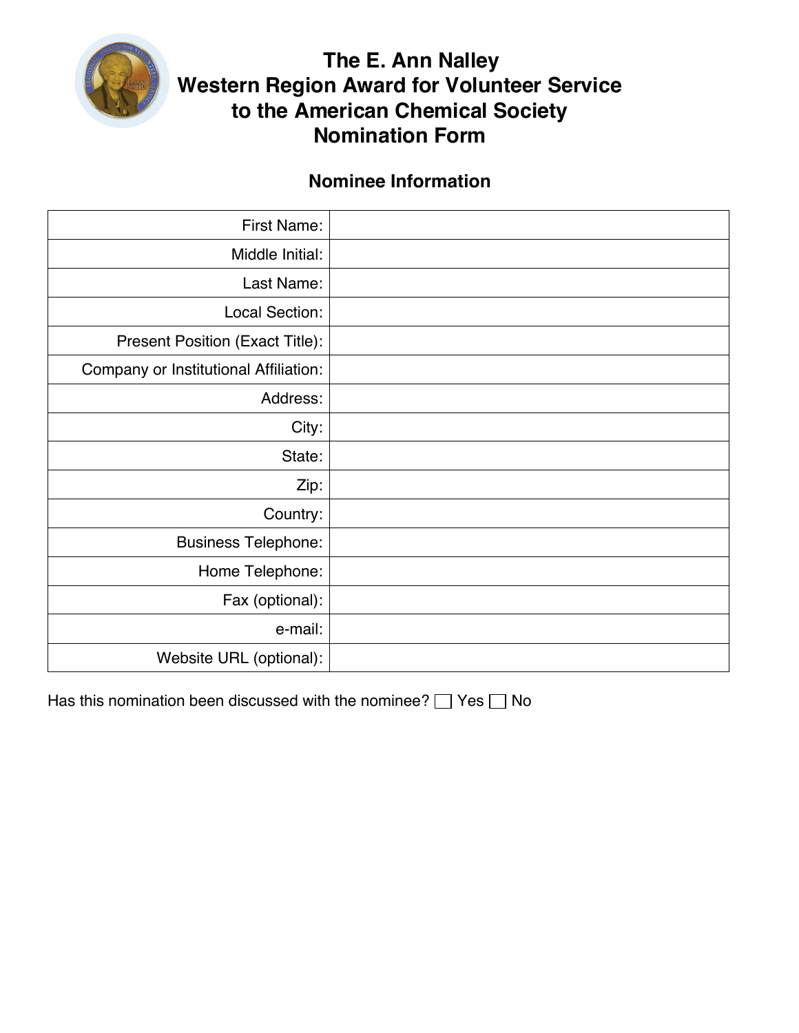# The E. Ann Nalley Western Region Award for Volunteer Service to the American Chemical Society Nomination Form

## Nominee Information

| | |
|---|---|
| First Name: | |
| Middle Initial: | |
| Last Name: | |
| Local Section: | |
| Present Position (Exact Title): | |
| Company or Institutional Affiliation: | |
| Address: | |
| City: | |
| State: | |
| Zip: | |
| Country: | |
| Business Telephone: | |
| Home Telephone: | |
| Fax (optional): | |
| e-mail: | |
| Website URL (optional): | |

Has this nomination been discussed with the nominee? ☐ Yes ☐ No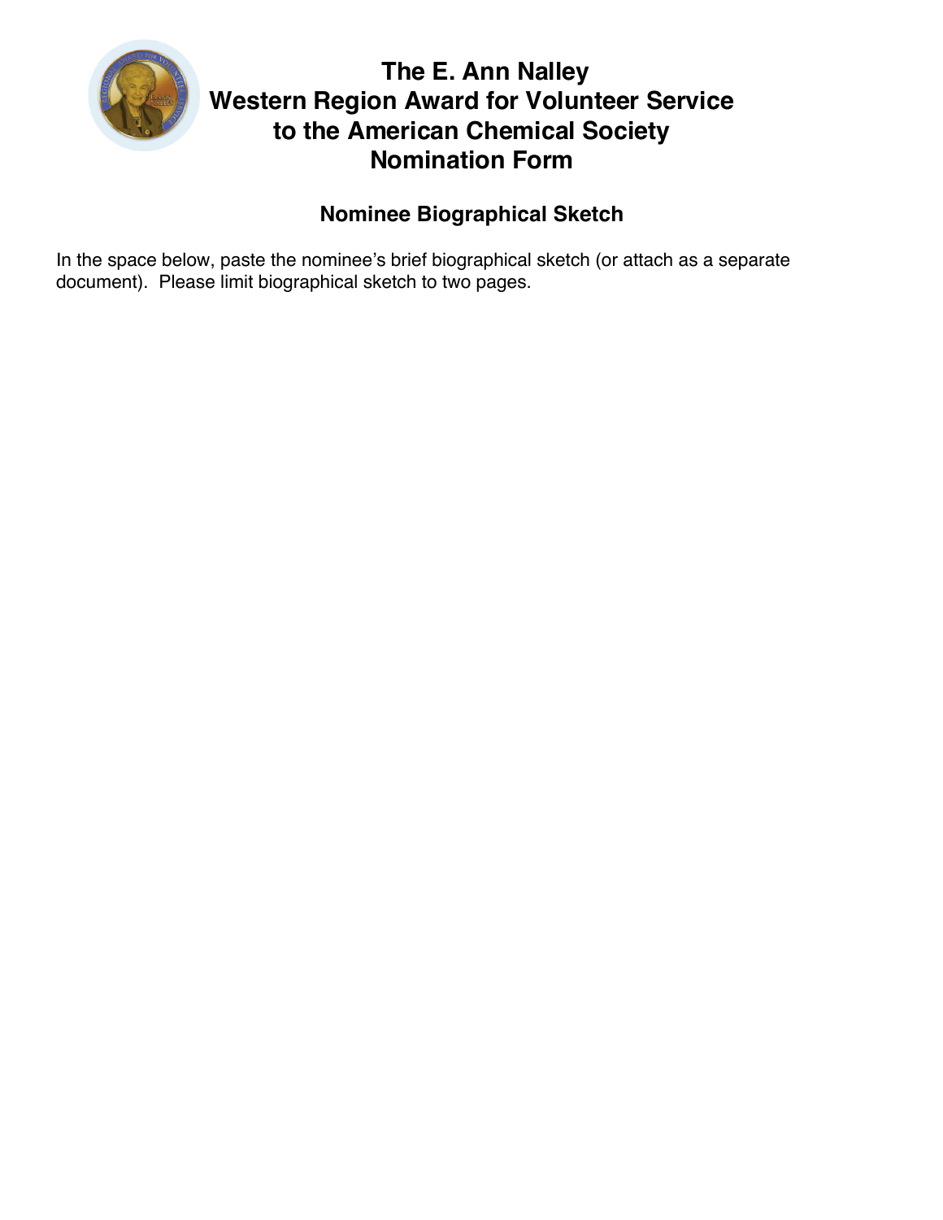# The E. Ann Nalley Western Region Award for Volunteer Service to the American Chemical Society Nomination Form

## Nominee Biographical Sketch

In the space below, paste the nominee's brief biographical sketch (or attach as a separate document). Please limit biographical sketch to two pages.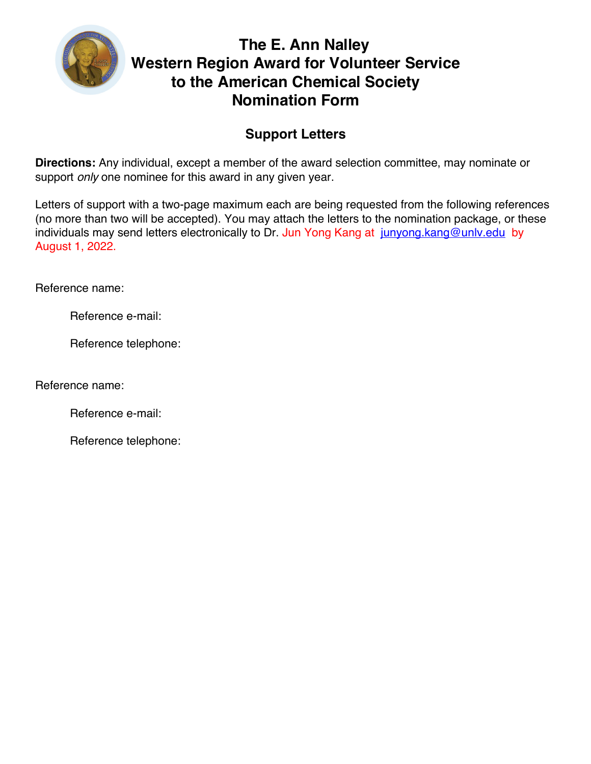# The E. Ann Nalley Western Region Award for Volunteer Service to the American Chemical Society Nomination Form

## Support Letters

**Directions:** Any individual, except a member of the award selection committee, may nominate or support *only* one nominee for this award in any given year.

Letters of support with a two-page maximum each are being requested from the following references (no more than two will be accepted). You may attach the letters to the nomination package, or these individuals may send letters electronically to Dr. Jun Yong Kang at junyong.kang@unlv.edu by August 1, 2022.

Reference name:

Reference e-mail:

Reference telephone:

Reference name:

Reference e-mail:

Reference telephone: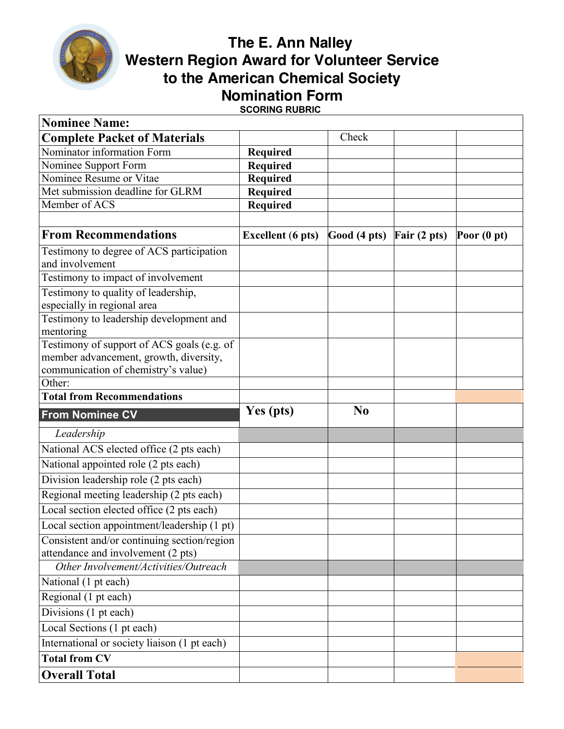# The E. Ann Nalley Western Region Award for Volunteer Service to the American Chemical Society Nomination Form

**SCORING RUBRIC**

| | | | | |
|---|---|---|---|---|
| **Nominee Name:** | | | | |
| **Complete Packet of Materials** | | Check | | |
| Nominator information Form | **Required** | | | |
| Nominee Support Form | **Required** | | | |
| Nominee Resume or Vitae | **Required** | | | |
| Met submission deadline for GLRM | **Required** | | | |
| Member of ACS | **Required** | | | |
| | | | | |
| **From Recommendations** | **Excellent (6 pts)** | **Good (4 pts)** | **Fair (2 pts)** | **Poor (0 pt)** |
| Testimony to degree of ACS participation and involvement | | | | |
| Testimony to impact of involvement | | | | |
| Testimony to quality of leadership, especially in regional area | | | | |
| Testimony to leadership development and mentoring | | | | |
| Testimony of support of ACS goals (e.g. of member advancement, growth, diversity, communication of chemistry's value) | | | | |
| Other: | | | | |
| **Total from Recommendations** | | | | |
| **From Nominee CV** | **Yes (pts)** | **No** | | |
| *Leadership* | | | | |
| National ACS elected office (2 pts each) | | | | |
| National appointed role (2 pts each) | | | | |
| Division leadership role (2 pts each) | | | | |
| Regional meeting leadership (2 pts each) | | | | |
| Local section elected office (2 pts each) | | | | |
| Local section appointment/leadership (1 pt) | | | | |
| Consistent and/or continuing section/region attendance and involvement (2 pts) | | | | |
| *Other Involvement/Activities/Outreach* | | | | |
| National (1 pt each) | | | | |
| Regional (1 pt each) | | | | |
| Divisions (1 pt each) | | | | |
| Local Sections (1 pt each) | | | | |
| International or society liaison (1 pt each) | | | | |
| **Total from CV** | | | | |
| **Overall Total** | | | | |